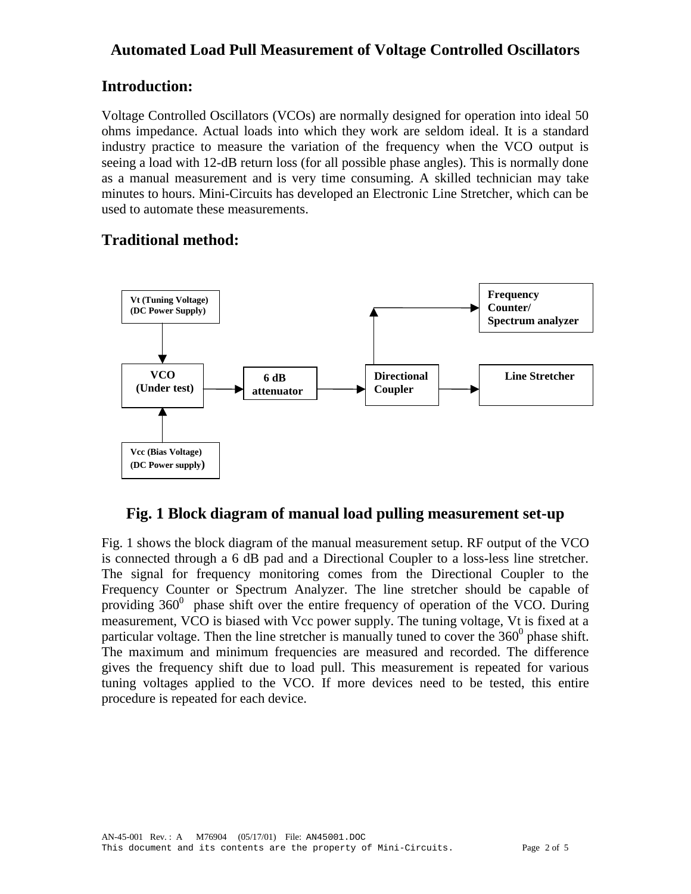# Automated Load Pull Measurement of Voltage Controlled Oscillators

## Introduction:

Voltage Controlled Oscillators (VCOs) are normally designed for operation into ideal 50 ohms impedance. Actual loads into which they work are seldom ideal. It is a standard industry practice to measure the variation of the frequency when the VCO output is seeing a load with 12-dB return loss (for all possible phase angles). This is normally done as a manual measurement and is very time consuming. A skilled technician may take minutes to hours. Mini-Circuits has developed an Electronic Line Stretcher, which can be used to automate these measurements.

## Traditional method:

Vt (Tuning Voltage) (DC Power Supply)

VCO (Under test)

Vcc (Bias Voltage) (DC Power supply)

6 dB attenuator

Directional Coupler

Frequency Counter/ Spectrum analyzer

Line Stretcher

**Fig. 1 Block diagram of manual load pulling measurement set-up**

Fig. 1 shows the block diagram of the manual measurement setup. RF output of the VCO is connected through a 6 dB pad and a Directional Coupler to a loss-less line stretcher. The signal for frequency monitoring comes from the Directional Coupler to the Frequency Counter or Spectrum Analyzer. The line stretcher should be capable of providing $360^0$ phase shift over the entire frequency of operation of the VCO. During measurement, VCO is biased with Vcc power supply. The tuning voltage, Vt is fixed at a particular voltage. Then the line stretcher is manually tuned to cover the $360^0$ phase shift. The maximum and minimum frequencies are measured and recorded. The difference gives the frequency shift due to load pull. This measurement is repeated for various tuning voltages applied to the VCO. If more devices need to be tested, this entire procedure is repeated for each device.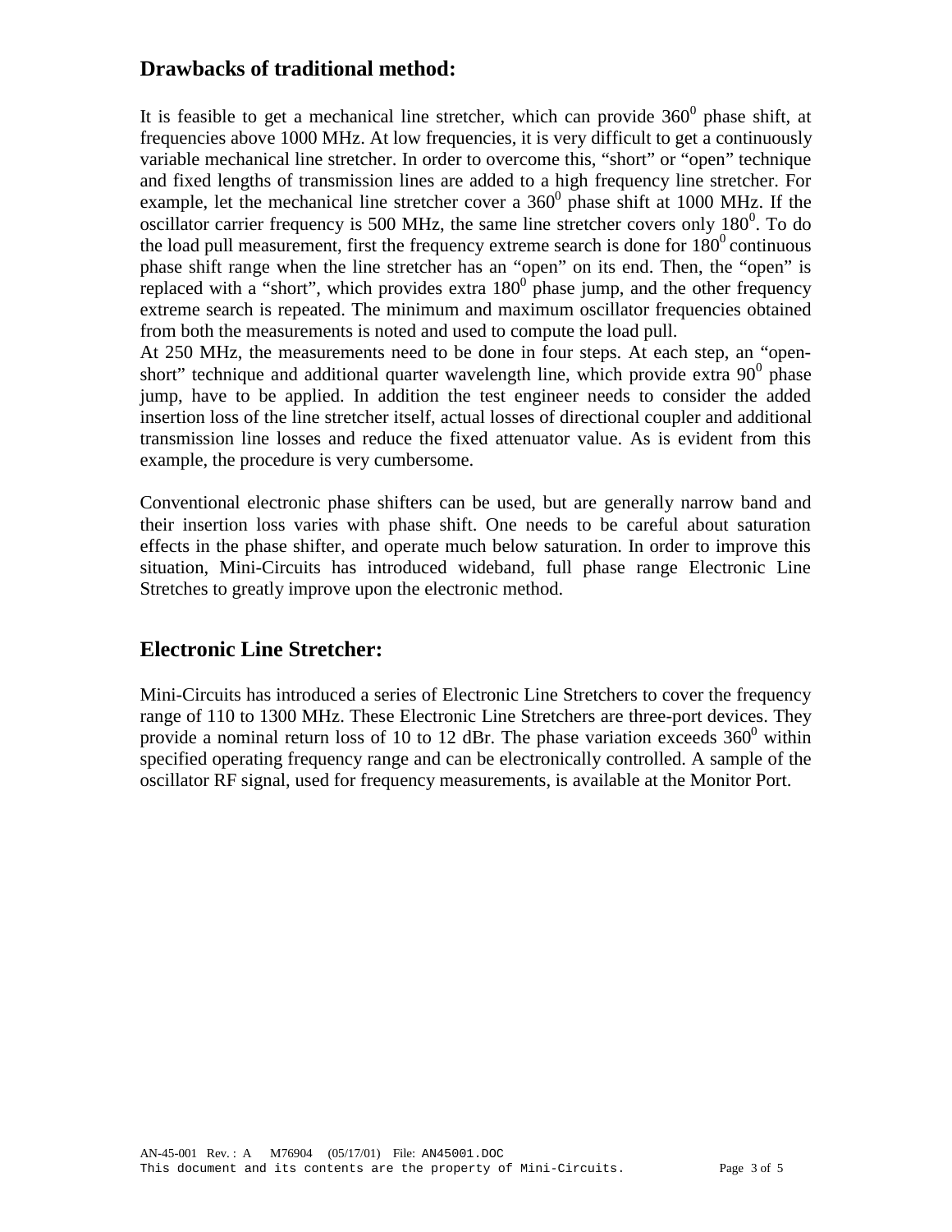## Drawbacks of traditional method:

It is feasible to get a mechanical line stretcher, which can provide $360^0$ phase shift, at frequencies above 1000 MHz. At low frequencies, it is very difficult to get a continuously variable mechanical line stretcher. In order to overcome this, "short" or "open" technique and fixed lengths of transmission lines are added to a high frequency line stretcher. For example, let the mechanical line stretcher cover a $360^0$ phase shift at 1000 MHz. If the oscillator carrier frequency is 500 MHz, the same line stretcher covers only $180^0$. To do the load pull measurement, first the frequency extreme search is done for $180^0$ continuous phase shift range when the line stretcher has an "open" on its end. Then, the "open" is replaced with a "short", which provides extra $180^0$ phase jump, and the other frequency extreme search is repeated. The minimum and maximum oscillator frequencies obtained from both the measurements is noted and used to compute the load pull.

At 250 MHz, the measurements need to be done in four steps. At each step, an "open-short" technique and additional quarter wavelength line, which provide extra $90^0$ phase jump, have to be applied. In addition the test engineer needs to consider the added insertion loss of the line stretcher itself, actual losses of directional coupler and additional transmission line losses and reduce the fixed attenuator value. As is evident from this example, the procedure is very cumbersome.

Conventional electronic phase shifters can be used, but are generally narrow band and their insertion loss varies with phase shift. One needs to be careful about saturation effects in the phase shifter, and operate much below saturation. In order to improve this situation, Mini-Circuits has introduced wideband, full phase range Electronic Line Stretches to greatly improve upon the electronic method.

## Electronic Line Stretcher:

Mini-Circuits has introduced a series of Electronic Line Stretchers to cover the frequency range of 110 to 1300 MHz. These Electronic Line Stretchers are three-port devices. They provide a nominal return loss of 10 to 12 dBr. The phase variation exceeds $360^0$ within specified operating frequency range and can be electronically controlled. A sample of the oscillator RF signal, used for frequency measurements, is available at the Monitor Port.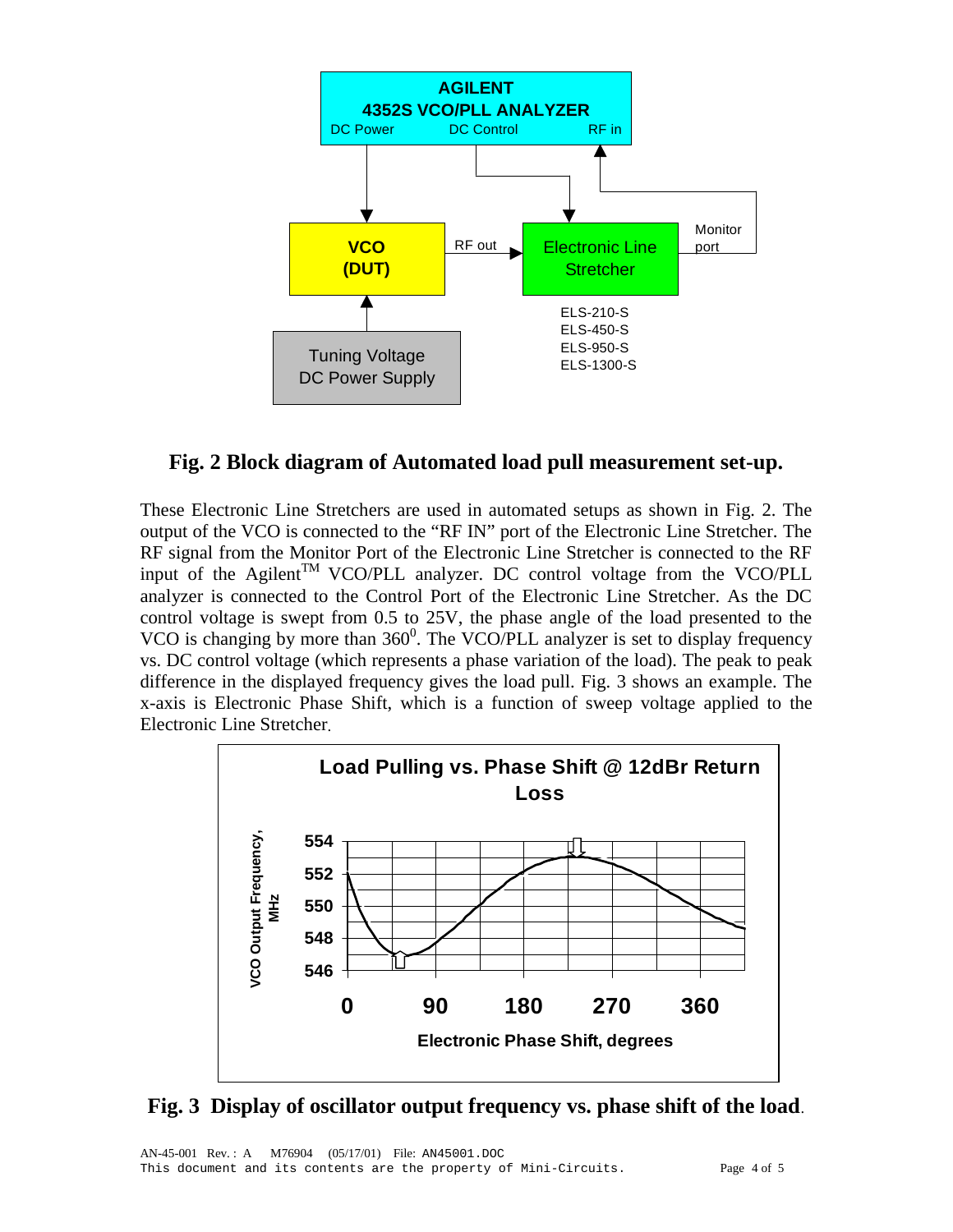Fig. 2 Block diagram of Automated load pull measurement set-up.

These Electronic Line Stretchers are used in automated setups as shown in Fig. 2. The output of the VCO is connected to the "RF IN" port of the Electronic Line Stretcher. The RF signal from the Monitor Port of the Electronic Line Stretcher is connected to the RF input of the Agilent[TM] VCO/PLL analyzer. DC control voltage from the VCO/PLL analyzer is connected to the Control Port of the Electronic Line Stretcher. As the DC control voltage is swept from 0.5 to 25V, the phase angle of the load presented to the VCO is changing by more than $360^0$. The VCO/PLL analyzer is set to display frequency vs. DC control voltage (which represents a phase variation of the load). The peak to peak difference in the displayed frequency gives the load pull. Fig. 3 shows an example. The x-axis is Electronic Phase Shift, which is a function of sweep voltage applied to the Electronic Line Stretcher.

Fig. 3 Display of oscillator output frequency vs. phase shift of the load.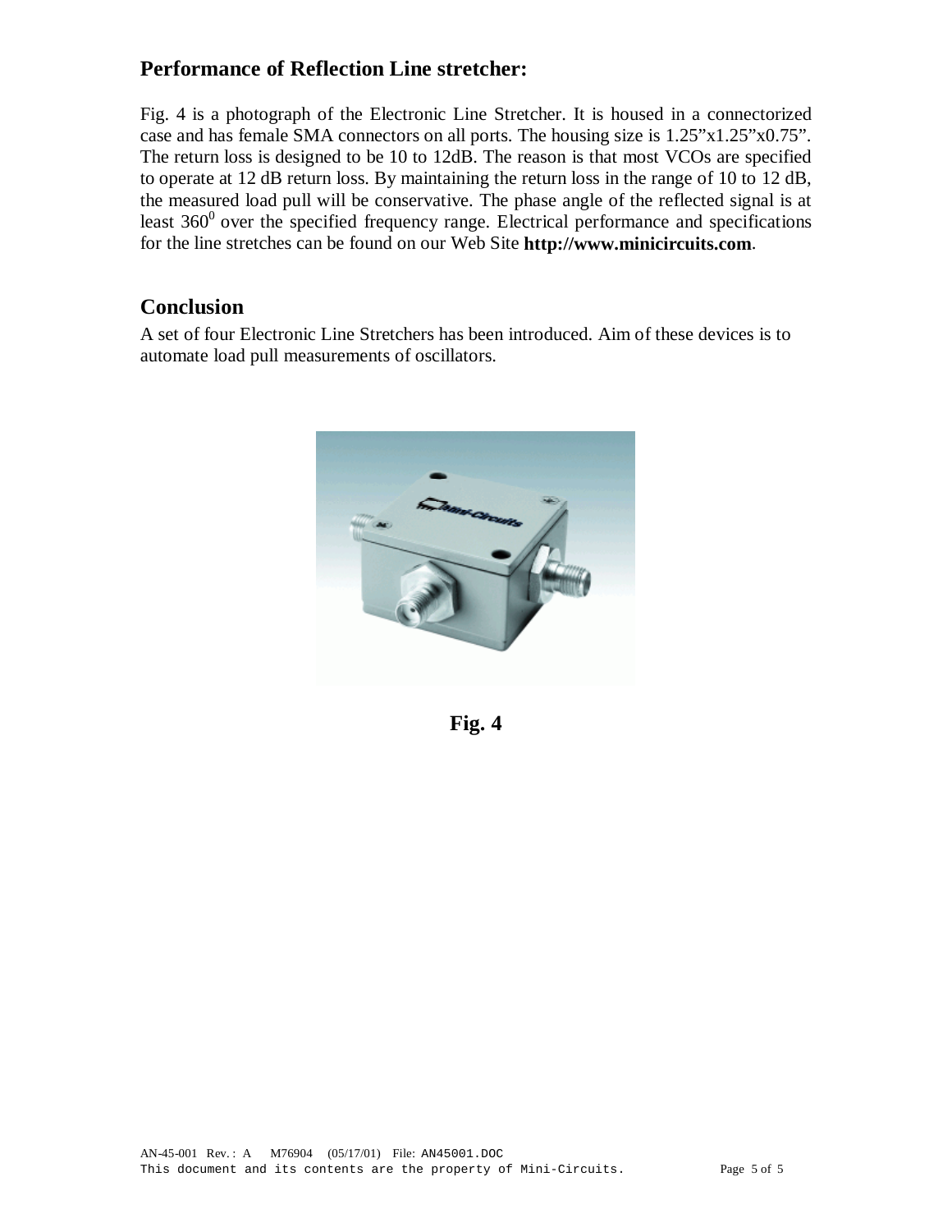## Performance of Reflection Line stretcher:

Fig. 4 is a photograph of the Electronic Line Stretcher. It is housed in a connectorized case and has female SMA connectors on all ports. The housing size is 1.25"x1.25"x0.75". The return loss is designed to be 10 to 12dB. The reason is that most VCOs are specified to operate at 12 dB return loss. By maintaining the return loss in the range of 10 to 12 dB, the measured load pull will be conservative. The phase angle of the reflected signal is at least $360^0$ over the specified frequency range. Electrical performance and specifications for the line stretches can be found on our Web Site **http://www.minicircuits.com**.

## Conclusion

A set of four Electronic Line Stretchers has been introduced. Aim of these devices is to automate load pull measurements of oscillators.

**Fig. 4**

AN-45-001 Rev.: A M76904 (05/17/01) File: AN45001.DOC
This document and its contents are the property of Mini-Circuits.